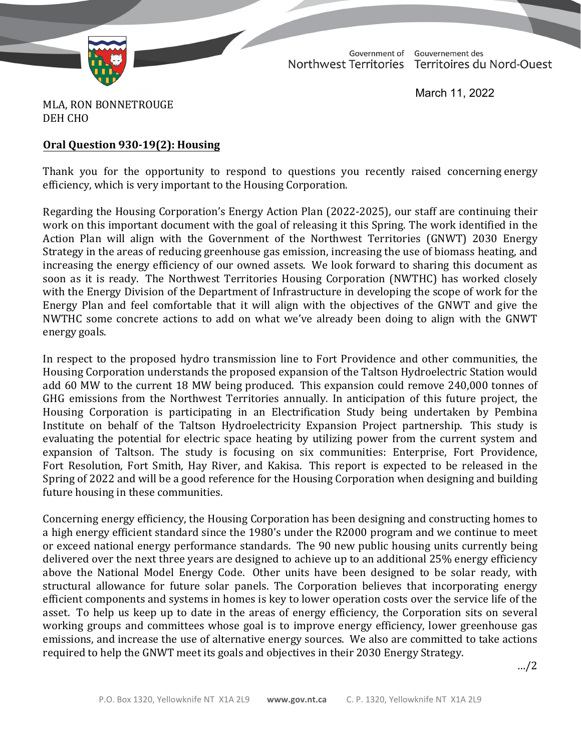Government of Northwest Territories Gouvernement des Territoires du Nord-Ouest

March 11, 2022

MLA, RON BONNETROUGE
DEH CHO

**Oral Question 930-19(2): Housing**

Thank you for the opportunity to respond to questions you recently raised concerning energy efficiency, which is very important to the Housing Corporation.

Regarding the Housing Corporation's Energy Action Plan (2022-2025), our staff are continuing their work on this important document with the goal of releasing it this Spring. The work identified in the Action Plan will align with the Government of the Northwest Territories (GNWT) 2030 Energy Strategy in the areas of reducing greenhouse gas emission, increasing the use of biomass heating, and increasing the energy efficiency of our owned assets. We look forward to sharing this document as soon as it is ready. The Northwest Territories Housing Corporation (NWTHC) has worked closely with the Energy Division of the Department of Infrastructure in developing the scope of work for the Energy Plan and feel comfortable that it will align with the objectives of the GNWT and give the NWTHC some concrete actions to add on what we've already been doing to align with the GNWT energy goals.

In respect to the proposed hydro transmission line to Fort Providence and other communities, the Housing Corporation understands the proposed expansion of the Taltson Hydroelectric Station would add 60 MW to the current 18 MW being produced. This expansion could remove 240,000 tonnes of GHG emissions from the Northwest Territories annually. In anticipation of this future project, the Housing Corporation is participating in an Electrification Study being undertaken by Pembina Institute on behalf of the Taltson Hydroelectricity Expansion Project partnership. This study is evaluating the potential for electric space heating by utilizing power from the current system and expansion of Taltson. The study is focusing on six communities: Enterprise, Fort Providence, Fort Resolution, Fort Smith, Hay River, and Kakisa. This report is expected to be released in the Spring of 2022 and will be a good reference for the Housing Corporation when designing and building future housing in these communities.

Concerning energy efficiency, the Housing Corporation has been designing and constructing homes to a high energy efficient standard since the 1980's under the R2000 program and we continue to meet or exceed national energy performance standards. The 90 new public housing units currently being delivered over the next three years are designed to achieve up to an additional 25% energy efficiency above the National Model Energy Code. Other units have been designed to be solar ready, with structural allowance for future solar panels. The Corporation believes that incorporating energy efficient components and systems in homes is key to lower operation costs over the service life of the asset. To help us keep up to date in the areas of energy efficiency, the Corporation sits on several working groups and committees whose goal is to improve energy efficiency, lower greenhouse gas emissions, and increase the use of alternative energy sources. We also are committed to take actions required to help the GNWT meet its goals and objectives in their 2030 Energy Strategy.

.../2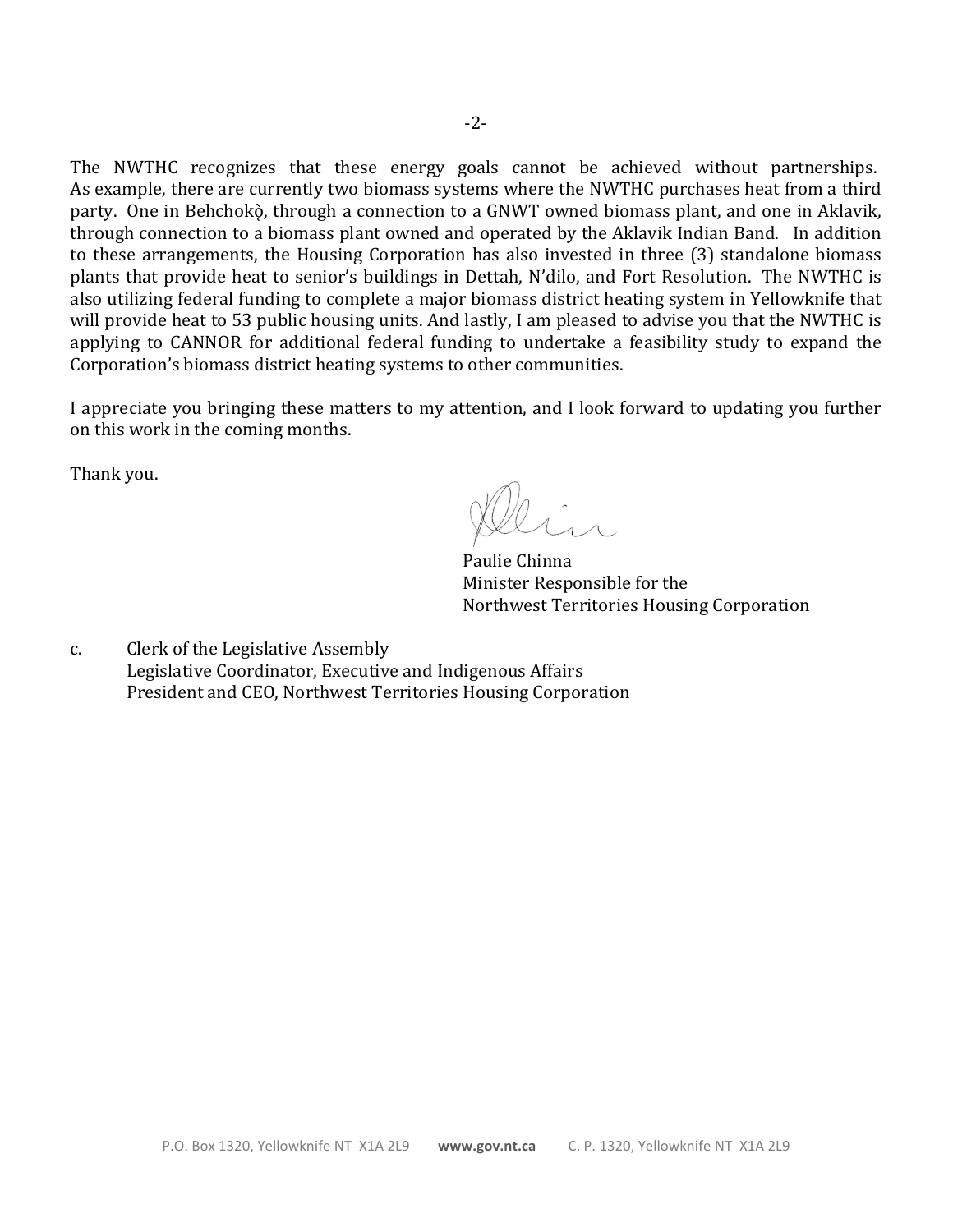The NWTHC recognizes that these energy goals cannot be achieved without partnerships. As example, there are currently two biomass systems where the NWTHC purchases heat from a third party. One in Behchokǫ̀, through a connection to a GNWT owned biomass plant, and one in Aklavik, through connection to a biomass plant owned and operated by the Aklavik Indian Band. In addition to these arrangements, the Housing Corporation has also invested in three (3) standalone biomass plants that provide heat to senior's buildings in Dettah, N'dilo, and Fort Resolution. The NWTHC is also utilizing federal funding to complete a major biomass district heating system in Yellowknife that will provide heat to 53 public housing units. And lastly, I am pleased to advise you that the NWTHC is applying to CANNOR for additional federal funding to undertake a feasibility study to expand the Corporation's biomass district heating systems to other communities.

I appreciate you bringing these matters to my attention, and I look forward to updating you further on this work in the coming months.

Thank you.

Paulie Chinna
Minister Responsible for the
Northwest Territories Housing Corporation

c. Clerk of the Legislative Assembly
Legislative Coordinator, Executive and Indigenous Affairs
President and CEO, Northwest Territories Housing Corporation